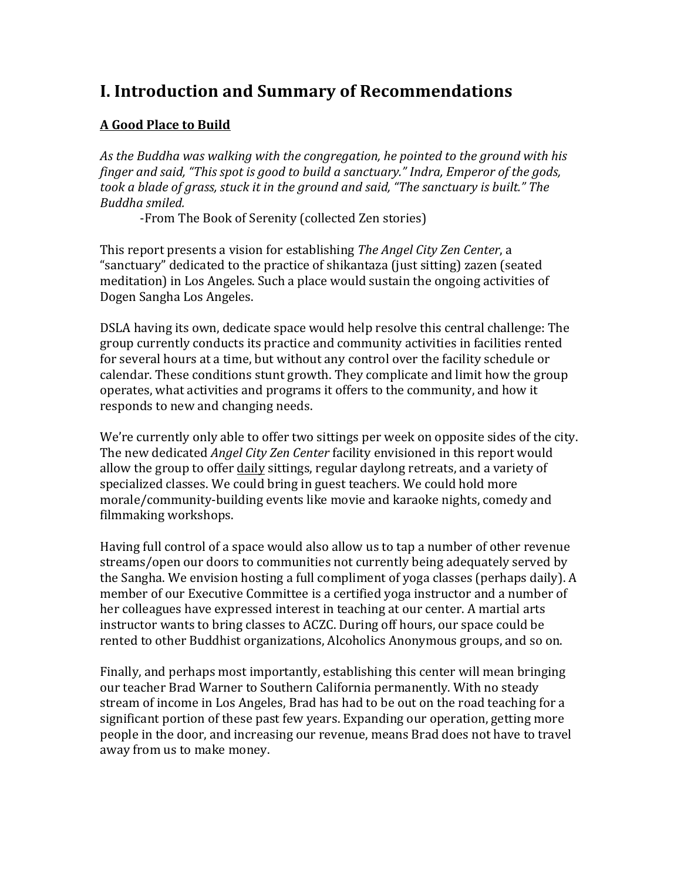# I. Introduction and Summary of Recommendations

## A Good Place to Build

*As the Buddha was walking with the congregation, he pointed to the ground with his finger and said, "This spot is good to build a sanctuary." Indra, Emperor of the gods, took a blade of grass, stuck it in the ground and said, "The sanctuary is built." The Buddha smiled.*

-From The Book of Serenity (collected Zen stories)

This report presents a vision for establishing *The Angel City Zen Center*, a "sanctuary" dedicated to the practice of shikantaza (just sitting) zazen (seated meditation) in Los Angeles. Such a place would sustain the ongoing activities of Dogen Sangha Los Angeles.

DSLA having its own, dedicate space would help resolve this central challenge: The group currently conducts its practice and community activities in facilities rented for several hours at a time, but without any control over the facility schedule or calendar. These conditions stunt growth. They complicate and limit how the group operates, what activities and programs it offers to the community, and how it responds to new and changing needs.

We're currently only able to offer two sittings per week on opposite sides of the city. The new dedicated *Angel City Zen Center* facility envisioned in this report would allow the group to offer daily sittings, regular daylong retreats, and a variety of specialized classes. We could bring in guest teachers. We could hold more morale/community-building events like movie and karaoke nights, comedy and filmmaking workshops.

Having full control of a space would also allow us to tap a number of other revenue streams/open our doors to communities not currently being adequately served by the Sangha. We envision hosting a full compliment of yoga classes (perhaps daily). A member of our Executive Committee is a certified yoga instructor and a number of her colleagues have expressed interest in teaching at our center. A martial arts instructor wants to bring classes to ACZC. During off hours, our space could be rented to other Buddhist organizations, Alcoholics Anonymous groups, and so on.

Finally, and perhaps most importantly, establishing this center will mean bringing our teacher Brad Warner to Southern California permanently. With no steady stream of income in Los Angeles, Brad has had to be out on the road teaching for a significant portion of these past few years. Expanding our operation, getting more people in the door, and increasing our revenue, means Brad does not have to travel away from us to make money.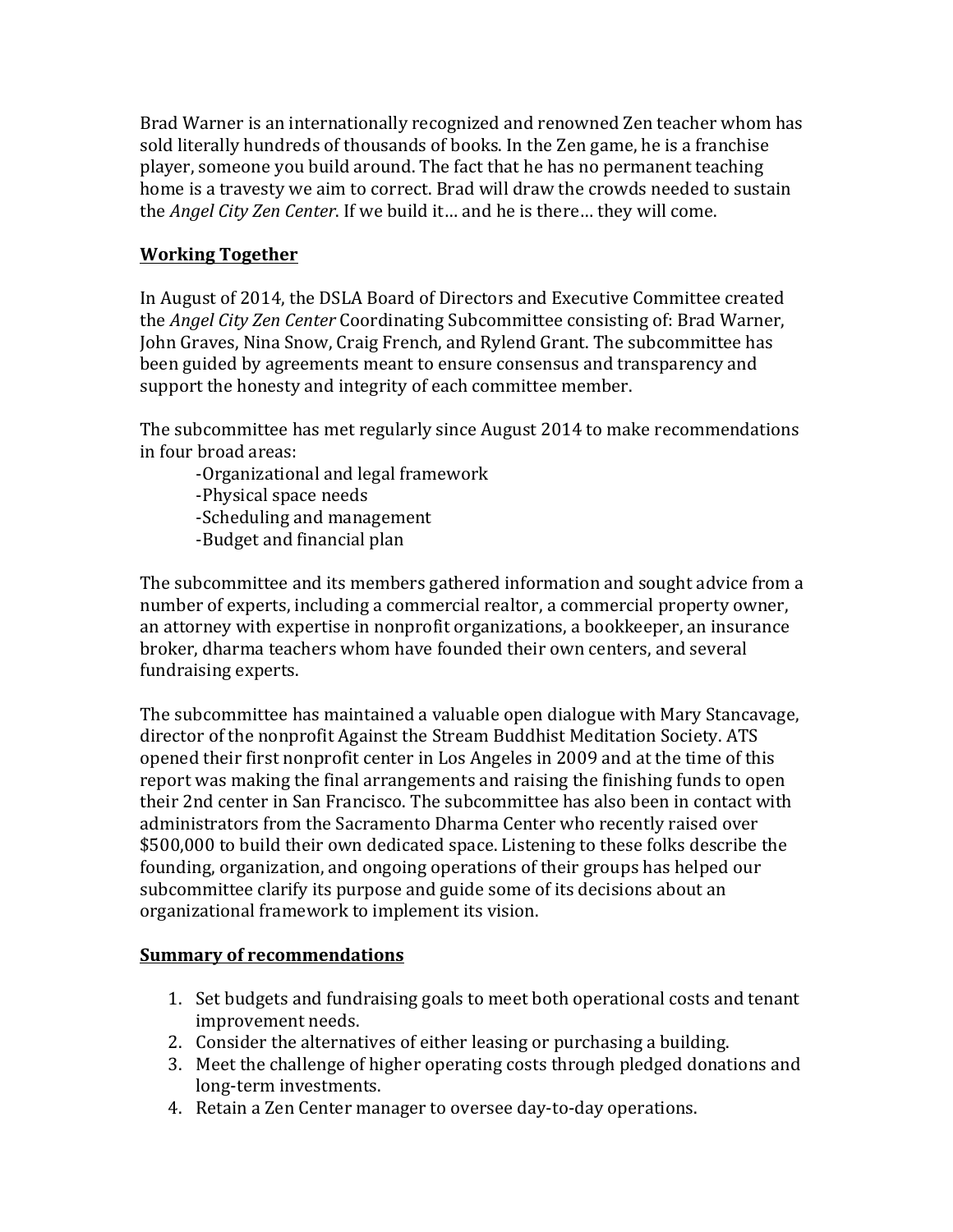Brad Warner is an internationally recognized and renowned Zen teacher whom has sold literally hundreds of thousands of books. In the Zen game, he is a franchise player, someone you build around. The fact that he has no permanent teaching home is a travesty we aim to correct. Brad will draw the crowds needed to sustain the *Angel City Zen Center*. If we build it… and he is there… they will come.

## Working Together

In August of 2014, the DSLA Board of Directors and Executive Committee created the *Angel City Zen Center* Coordinating Subcommittee consisting of: Brad Warner, John Graves, Nina Snow, Craig French, and Rylend Grant. The subcommittee has been guided by agreements meant to ensure consensus and transparency and support the honesty and integrity of each committee member.

The subcommittee has met regularly since August 2014 to make recommendations in four broad areas:

- -Organizational and legal framework
- -Physical space needs
- -Scheduling and management
- -Budget and financial plan

The subcommittee and its members gathered information and sought advice from a number of experts, including a commercial realtor, a commercial property owner, an attorney with expertise in nonprofit organizations, a bookkeeper, an insurance broker, dharma teachers whom have founded their own centers, and several fundraising experts.

The subcommittee has maintained a valuable open dialogue with Mary Stancavage, director of the nonprofit Against the Stream Buddhist Meditation Society. ATS opened their first nonprofit center in Los Angeles in 2009 and at the time of this report was making the final arrangements and raising the finishing funds to open their 2nd center in San Francisco. The subcommittee has also been in contact with administrators from the Sacramento Dharma Center who recently raised over $500,000 to build their own dedicated space. Listening to these folks describe the founding, organization, and ongoing operations of their groups has helped our subcommittee clarify its purpose and guide some of its decisions about an organizational framework to implement its vision.

## Summary of recommendations

1. Set budgets and fundraising goals to meet both operational costs and tenant improvement needs.
2. Consider the alternatives of either leasing or purchasing a building.
3. Meet the challenge of higher operating costs through pledged donations and long-term investments.
4. Retain a Zen Center manager to oversee day-to-day operations.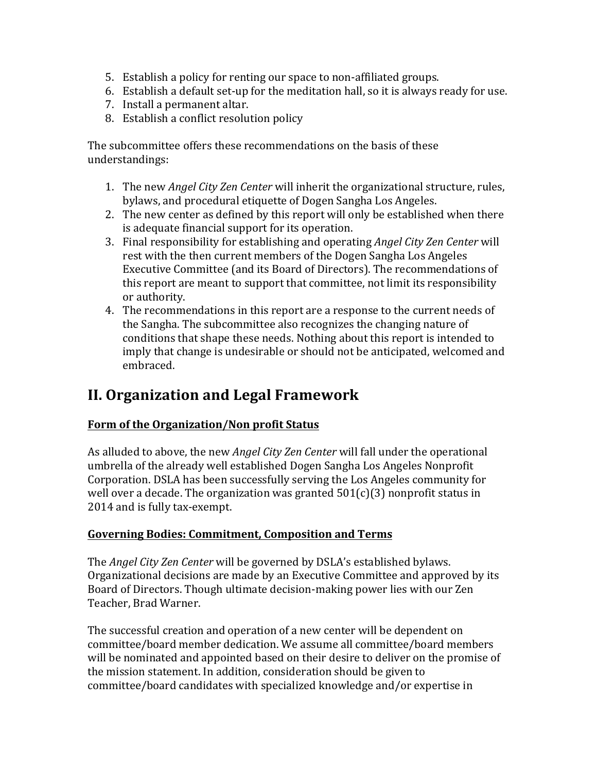5. Establish a policy for renting our space to non-affiliated groups.
6. Establish a default set-up for the meditation hall, so it is always ready for use.
7. Install a permanent altar.
8. Establish a conflict resolution policy

The subcommittee offers these recommendations on the basis of these understandings:

1. The new *Angel City Zen Center* will inherit the organizational structure, rules, bylaws, and procedural etiquette of Dogen Sangha Los Angeles.
2. The new center as defined by this report will only be established when there is adequate financial support for its operation.
3. Final responsibility for establishing and operating *Angel City Zen Center* will rest with the then current members of the Dogen Sangha Los Angeles Executive Committee (and its Board of Directors). The recommendations of this report are meant to support that committee, not limit its responsibility or authority.
4. The recommendations in this report are a response to the current needs of the Sangha. The subcommittee also recognizes the changing nature of conditions that shape these needs. Nothing about this report is intended to imply that change is undesirable or should not be anticipated, welcomed and embraced.

## II. Organization and Legal Framework

**Form of the Organization/Non profit Status**

As alluded to above, the new *Angel City Zen Center* will fall under the operational umbrella of the already well established Dogen Sangha Los Angeles Nonprofit Corporation. DSLA has been successfully serving the Los Angeles community for well over a decade. The organization was granted 501(c)(3) nonprofit status in 2014 and is fully tax-exempt.

**Governing Bodies: Commitment, Composition and Terms**

The *Angel City Zen Center* will be governed by DSLA's established bylaws. Organizational decisions are made by an Executive Committee and approved by its Board of Directors. Though ultimate decision-making power lies with our Zen Teacher, Brad Warner.

The successful creation and operation of a new center will be dependent on committee/board member dedication. We assume all committee/board members will be nominated and appointed based on their desire to deliver on the promise of the mission statement. In addition, consideration should be given to committee/board candidates with specialized knowledge and/or expertise in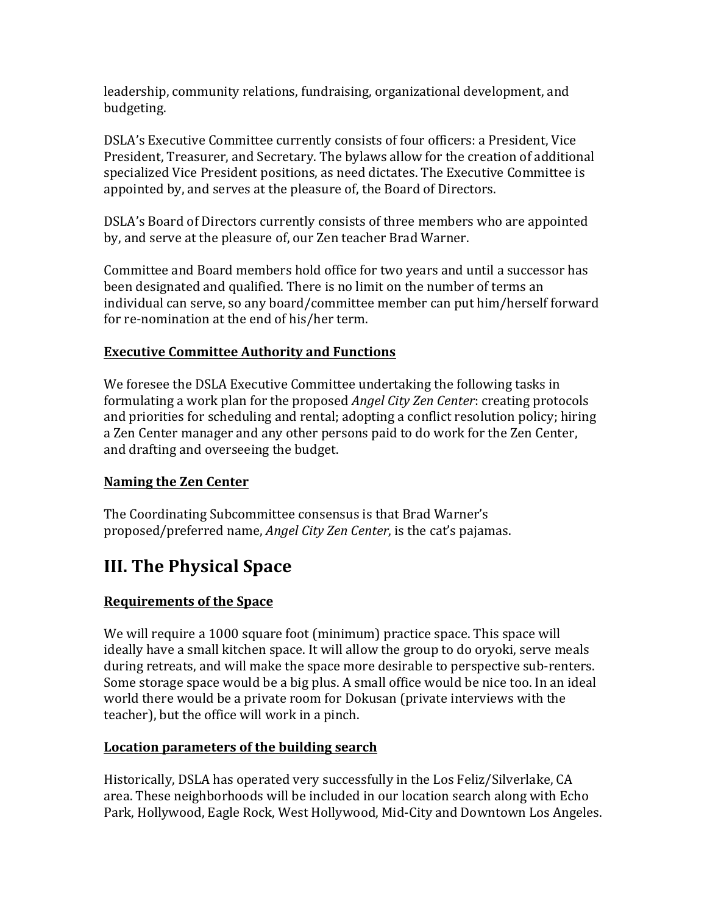leadership, community relations, fundraising, organizational development, and budgeting.

DSLA's Executive Committee currently consists of four officers: a President, Vice President, Treasurer, and Secretary. The bylaws allow for the creation of additional specialized Vice President positions, as need dictates. The Executive Committee is appointed by, and serves at the pleasure of, the Board of Directors.

DSLA's Board of Directors currently consists of three members who are appointed by, and serve at the pleasure of, our Zen teacher Brad Warner.

Committee and Board members hold office for two years and until a successor has been designated and qualified. There is no limit on the number of terms an individual can serve, so any board/committee member can put him/herself forward for re-nomination at the end of his/her term.

### Executive Committee Authority and Functions

We foresee the DSLA Executive Committee undertaking the following tasks in formulating a work plan for the proposed *Angel City Zen Center*: creating protocols and priorities for scheduling and rental; adopting a conflict resolution policy; hiring a Zen Center manager and any other persons paid to do work for the Zen Center, and drafting and overseeing the budget.

### Naming the Zen Center

The Coordinating Subcommittee consensus is that Brad Warner's proposed/preferred name, *Angel City Zen Center*, is the cat's pajamas.

## III. The Physical Space

### Requirements of the Space

We will require a 1000 square foot (minimum) practice space. This space will ideally have a small kitchen space. It will allow the group to do oryoki, serve meals during retreats, and will make the space more desirable to perspective sub-renters. Some storage space would be a big plus. A small office would be nice too. In an ideal world there would be a private room for Dokusan (private interviews with the teacher), but the office will work in a pinch.

### Location parameters of the building search

Historically, DSLA has operated very successfully in the Los Feliz/Silverlake, CA area. These neighborhoods will be included in our location search along with Echo Park, Hollywood, Eagle Rock, West Hollywood, Mid-City and Downtown Los Angeles.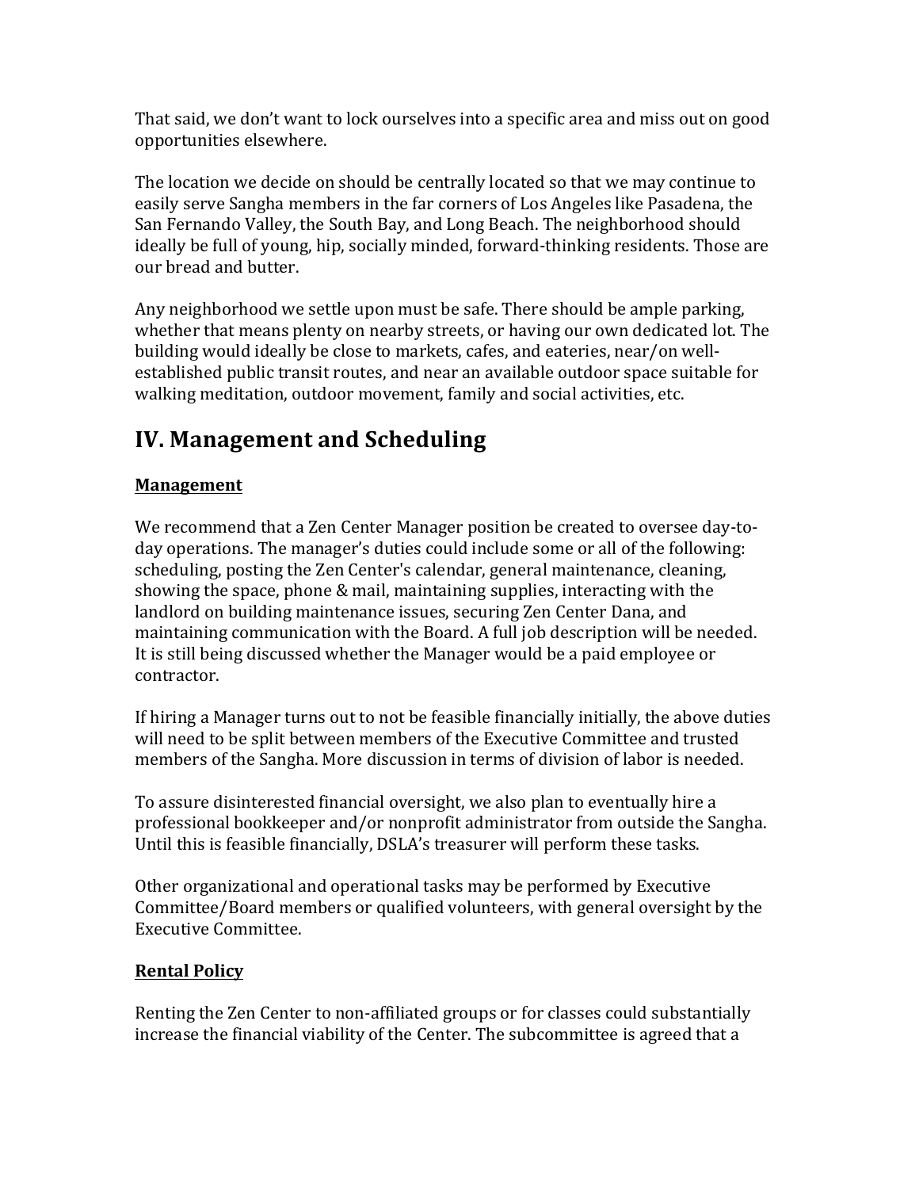That said, we don't want to lock ourselves into a specific area and miss out on good opportunities elsewhere.

The location we decide on should be centrally located so that we may continue to easily serve Sangha members in the far corners of Los Angeles like Pasadena, the San Fernando Valley, the South Bay, and Long Beach. The neighborhood should ideally be full of young, hip, socially minded, forward-thinking residents. Those are our bread and butter.

Any neighborhood we settle upon must be safe. There should be ample parking, whether that means plenty on nearby streets, or having our own dedicated lot. The building would ideally be close to markets, cafes, and eateries, near/on well-established public transit routes, and near an available outdoor space suitable for walking meditation, outdoor movement, family and social activities, etc.

## IV. Management and Scheduling

**Management**

We recommend that a Zen Center Manager position be created to oversee day-to-day operations. The manager's duties could include some or all of the following: scheduling, posting the Zen Center's calendar, general maintenance, cleaning, showing the space, phone & mail, maintaining supplies, interacting with the landlord on building maintenance issues, securing Zen Center Dana, and maintaining communication with the Board. A full job description will be needed. It is still being discussed whether the Manager would be a paid employee or contractor.

If hiring a Manager turns out to not be feasible financially initially, the above duties will need to be split between members of the Executive Committee and trusted members of the Sangha. More discussion in terms of division of labor is needed.

To assure disinterested financial oversight, we also plan to eventually hire a professional bookkeeper and/or nonprofit administrator from outside the Sangha. Until this is feasible financially, DSLA's treasurer will perform these tasks.

Other organizational and operational tasks may be performed by Executive Committee/Board members or qualified volunteers, with general oversight by the Executive Committee.

**Rental Policy**

Renting the Zen Center to non-affiliated groups or for classes could substantially increase the financial viability of the Center. The subcommittee is agreed that a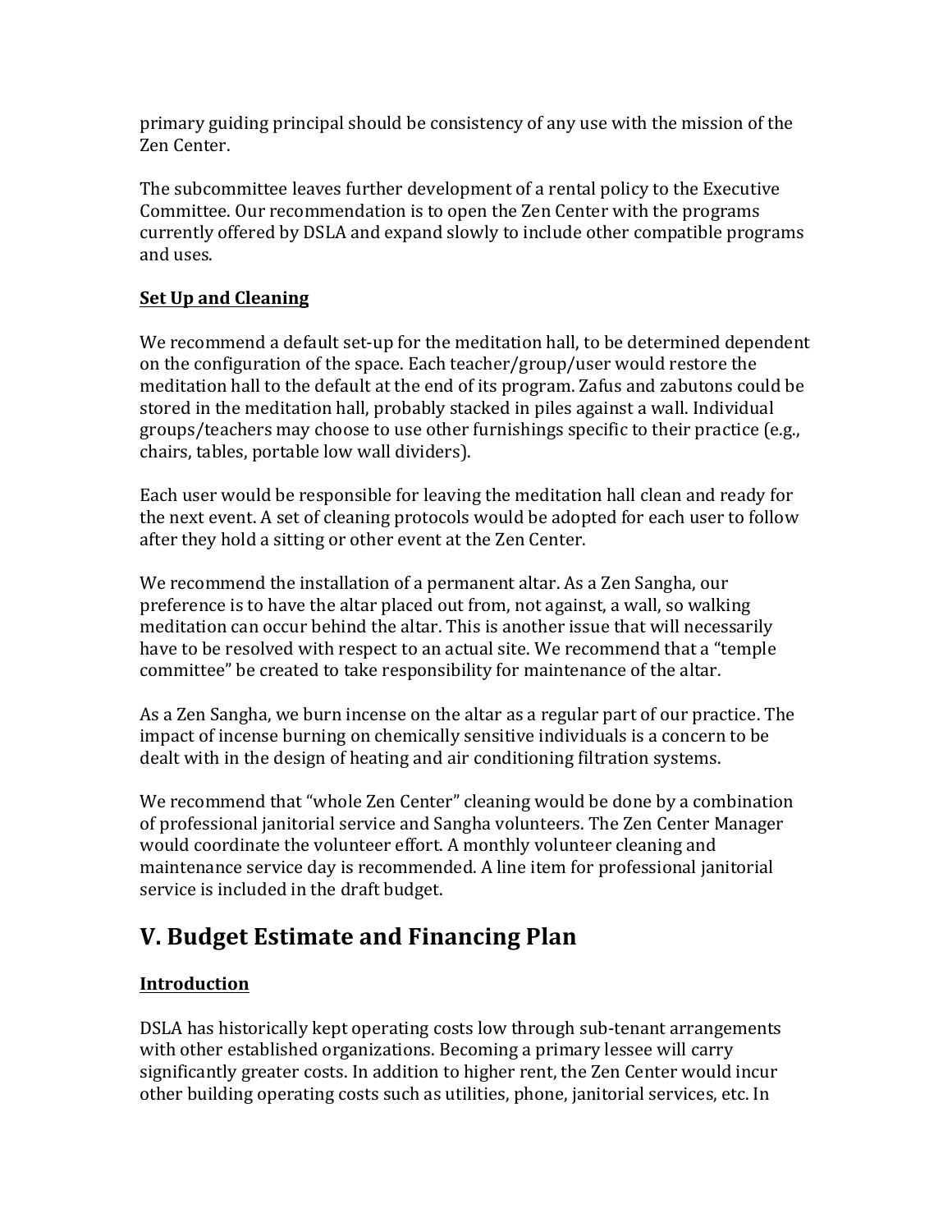primary guiding principal should be consistency of any use with the mission of the Zen Center.

The subcommittee leaves further development of a rental policy to the Executive Committee. Our recommendation is to open the Zen Center with the programs currently offered by DSLA and expand slowly to include other compatible programs and uses.

**Set Up and Cleaning**

We recommend a default set-up for the meditation hall, to be determined dependent on the configuration of the space. Each teacher/group/user would restore the meditation hall to the default at the end of its program. Zafus and zabutons could be stored in the meditation hall, probably stacked in piles against a wall. Individual groups/teachers may choose to use other furnishings specific to their practice (e.g., chairs, tables, portable low wall dividers).

Each user would be responsible for leaving the meditation hall clean and ready for the next event. A set of cleaning protocols would be adopted for each user to follow after they hold a sitting or other event at the Zen Center.

We recommend the installation of a permanent altar. As a Zen Sangha, our preference is to have the altar placed out from, not against, a wall, so walking meditation can occur behind the altar. This is another issue that will necessarily have to be resolved with respect to an actual site. We recommend that a "temple committee" be created to take responsibility for maintenance of the altar.

As a Zen Sangha, we burn incense on the altar as a regular part of our practice. The impact of incense burning on chemically sensitive individuals is a concern to be dealt with in the design of heating and air conditioning filtration systems.

We recommend that "whole Zen Center" cleaning would be done by a combination of professional janitorial service and Sangha volunteers. The Zen Center Manager would coordinate the volunteer effort. A monthly volunteer cleaning and maintenance service day is recommended. A line item for professional janitorial service is included in the draft budget.

# V. Budget Estimate and Financing Plan

**Introduction**

DSLA has historically kept operating costs low through sub-tenant arrangements with other established organizations. Becoming a primary lessee will carry significantly greater costs. In addition to higher rent, the Zen Center would incur other building operating costs such as utilities, phone, janitorial services, etc. In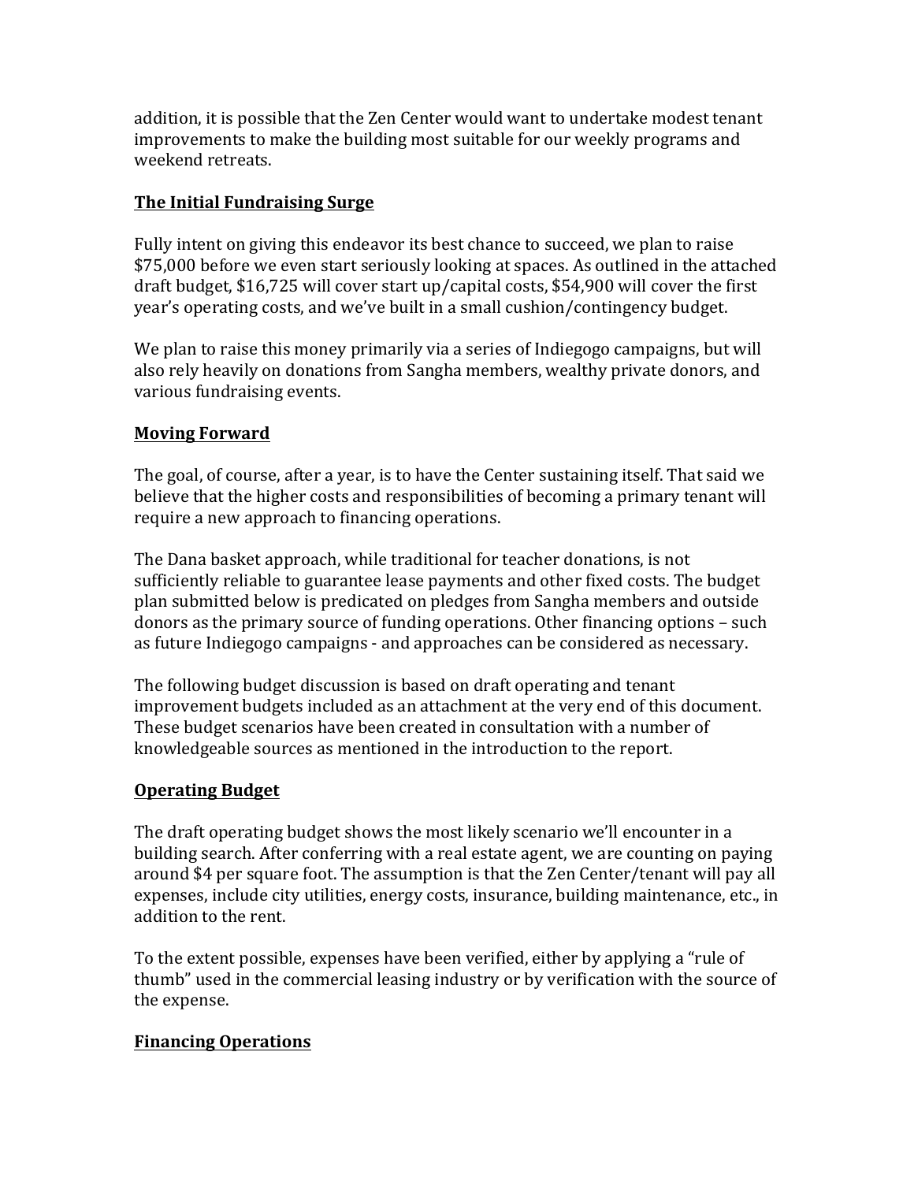addition, it is possible that the Zen Center would want to undertake modest tenant improvements to make the building most suitable for our weekly programs and weekend retreats.

## The Initial Fundraising Surge

Fully intent on giving this endeavor its best chance to succeed, we plan to raise $75,000 before we even start seriously looking at spaces. As outlined in the attached draft budget, $16,725 will cover start up/capital costs, $54,900 will cover the first year's operating costs, and we've built in a small cushion/contingency budget.

We plan to raise this money primarily via a series of Indiegogo campaigns, but will also rely heavily on donations from Sangha members, wealthy private donors, and various fundraising events.

## Moving Forward

The goal, of course, after a year, is to have the Center sustaining itself. That said we believe that the higher costs and responsibilities of becoming a primary tenant will require a new approach to financing operations.

The Dana basket approach, while traditional for teacher donations, is not sufficiently reliable to guarantee lease payments and other fixed costs. The budget plan submitted below is predicated on pledges from Sangha members and outside donors as the primary source of funding operations. Other financing options – such as future Indiegogo campaigns - and approaches can be considered as necessary.

The following budget discussion is based on draft operating and tenant improvement budgets included as an attachment at the very end of this document. These budget scenarios have been created in consultation with a number of knowledgeable sources as mentioned in the introduction to the report.

## Operating Budget

The draft operating budget shows the most likely scenario we'll encounter in a building search. After conferring with a real estate agent, we are counting on paying around $4 per square foot. The assumption is that the Zen Center/tenant will pay all expenses, include city utilities, energy costs, insurance, building maintenance, etc., in addition to the rent.

To the extent possible, expenses have been verified, either by applying a "rule of thumb" used in the commercial leasing industry or by verification with the source of the expense.

## Financing Operations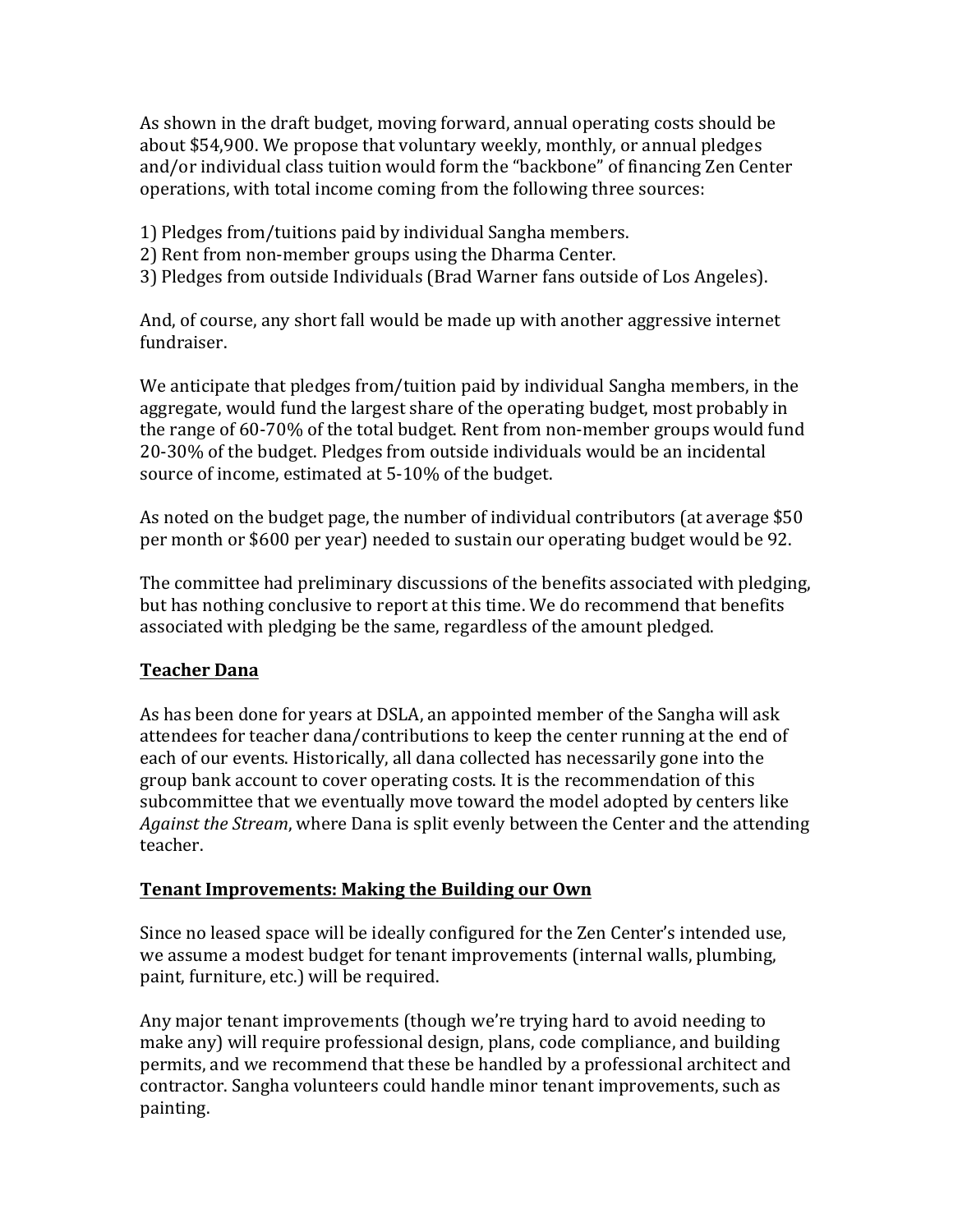As shown in the draft budget, moving forward, annual operating costs should be about $54,900. We propose that voluntary weekly, monthly, or annual pledges and/or individual class tuition would form the "backbone" of financing Zen Center operations, with total income coming from the following three sources:

1) Pledges from/tuitions paid by individual Sangha members.
2) Rent from non-member groups using the Dharma Center.
3) Pledges from outside Individuals (Brad Warner fans outside of Los Angeles).

And, of course, any short fall would be made up with another aggressive internet fundraiser.

We anticipate that pledges from/tuition paid by individual Sangha members, in the aggregate, would fund the largest share of the operating budget, most probably in the range of 60-70% of the total budget. Rent from non-member groups would fund 20-30% of the budget. Pledges from outside individuals would be an incidental source of income, estimated at 5-10% of the budget.

As noted on the budget page, the number of individual contributors (at average $50 per month or $600 per year) needed to sustain our operating budget would be 92.

The committee had preliminary discussions of the benefits associated with pledging, but has nothing conclusive to report at this time. We do recommend that benefits associated with pledging be the same, regardless of the amount pledged.

## Teacher Dana

As has been done for years at DSLA, an appointed member of the Sangha will ask attendees for teacher dana/contributions to keep the center running at the end of each of our events. Historically, all dana collected has necessarily gone into the group bank account to cover operating costs. It is the recommendation of this subcommittee that we eventually move toward the model adopted by centers like *Against the Stream*, where Dana is split evenly between the Center and the attending teacher.

## Tenant Improvements: Making the Building our Own

Since no leased space will be ideally configured for the Zen Center's intended use, we assume a modest budget for tenant improvements (internal walls, plumbing, paint, furniture, etc.) will be required.

Any major tenant improvements (though we're trying hard to avoid needing to make any) will require professional design, plans, code compliance, and building permits, and we recommend that these be handled by a professional architect and contractor. Sangha volunteers could handle minor tenant improvements, such as painting.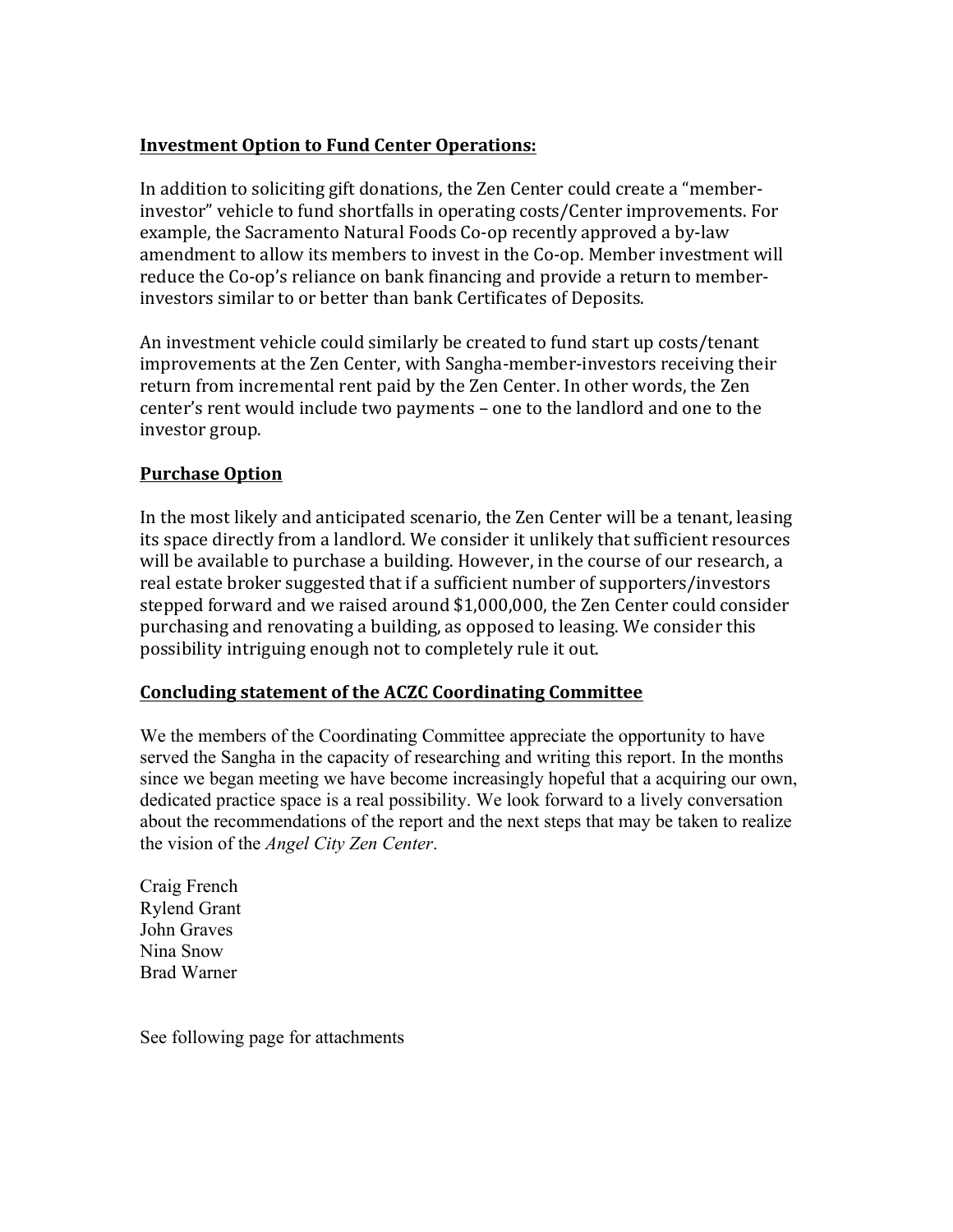**Investment Option to Fund Center Operations:**

In addition to soliciting gift donations, the Zen Center could create a "member-investor" vehicle to fund shortfalls in operating costs/Center improvements. For example, the Sacramento Natural Foods Co-op recently approved a by-law amendment to allow its members to invest in the Co-op. Member investment will reduce the Co-op's reliance on bank financing and provide a return to member-investors similar to or better than bank Certificates of Deposits.

An investment vehicle could similarly be created to fund start up costs/tenant improvements at the Zen Center, with Sangha-member-investors receiving their return from incremental rent paid by the Zen Center. In other words, the Zen center's rent would include two payments – one to the landlord and one to the investor group.

**Purchase Option**

In the most likely and anticipated scenario, the Zen Center will be a tenant, leasing its space directly from a landlord. We consider it unlikely that sufficient resources will be available to purchase a building. However, in the course of our research, a real estate broker suggested that if a sufficient number of supporters/investors stepped forward and we raised around $1,000,000, the Zen Center could consider purchasing and renovating a building, as opposed to leasing. We consider this possibility intriguing enough not to completely rule it out.

**Concluding statement of the ACZC Coordinating Committee**

We the members of the Coordinating Committee appreciate the opportunity to have served the Sangha in the capacity of researching and writing this report. In the months since we began meeting we have become increasingly hopeful that a acquiring our own, dedicated practice space is a real possibility. We look forward to a lively conversation about the recommendations of the report and the next steps that may be taken to realize the vision of the *Angel City Zen Center*.

Craig French
Rylend Grant
John Graves
Nina Snow
Brad Warner

See following page for attachments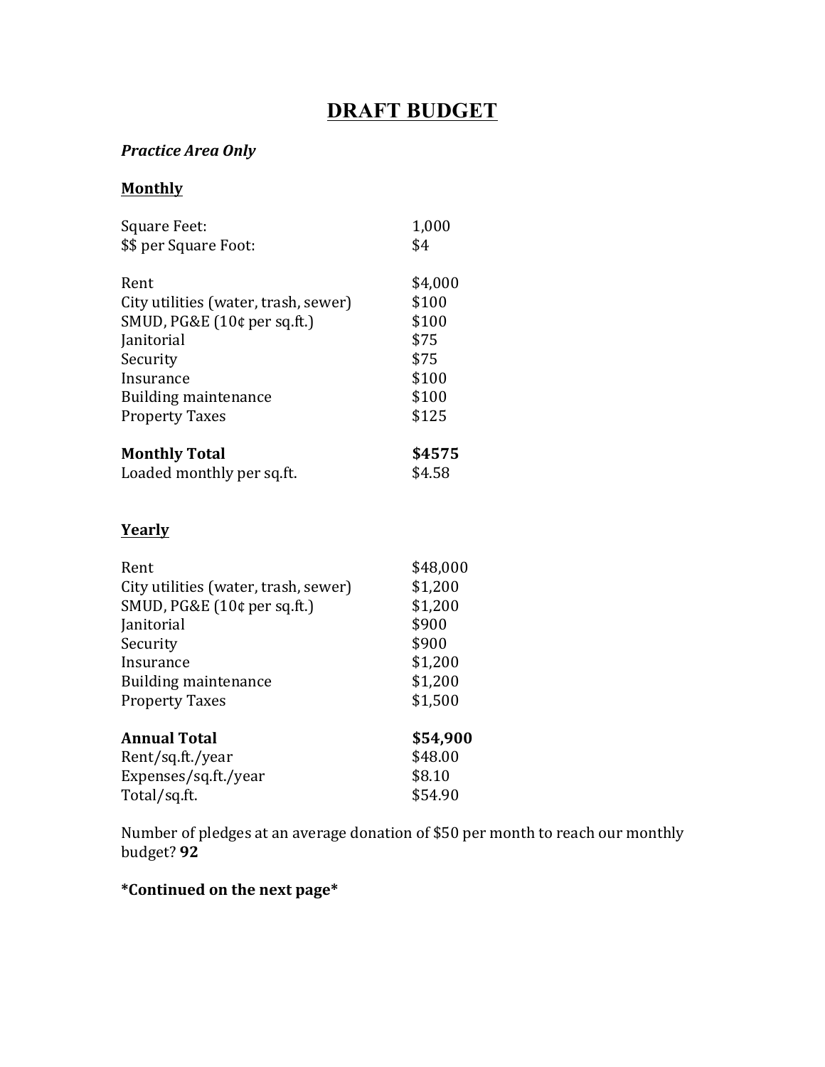# DRAFT BUDGET

***Practice Area Only***

**Monthly**

| | |
|---|---|
| Square Feet: | 1,000 |
| $$ per Square Foot: | $4 |

| | |
|---|---|
| Rent | $4,000 |
| City utilities (water, trash, sewer) | $100 |
| SMUD, PG&E (10¢ per sq.ft.) | $100 |
| Janitorial | $75 |
| Security | $75 |
| Insurance | $100 |
| Building maintenance | $100 |
| Property Taxes | $125 |
| **Monthly Total** | **$4575** |
| Loaded monthly per sq.ft. | $4.58 |

**Yearly**

| | |
|---|---|
| Rent | $48,000 |
| City utilities (water, trash, sewer) | $1,200 |
| SMUD, PG&E (10¢ per sq.ft.) | $1,200 |
| Janitorial | $900 |
| Security | $900 |
| Insurance | $1,200 |
| Building maintenance | $1,200 |
| Property Taxes | $1,500 |
| **Annual Total** | **$54,900** |
| Rent/sq.ft./year | $48.00 |
| Expenses/sq.ft./year | $8.10 |
| Total/sq.ft. | $54.90 |

Number of pledges at an average donation of $50 per month to reach our monthly budget? **92**

**\*Continued on the next page\***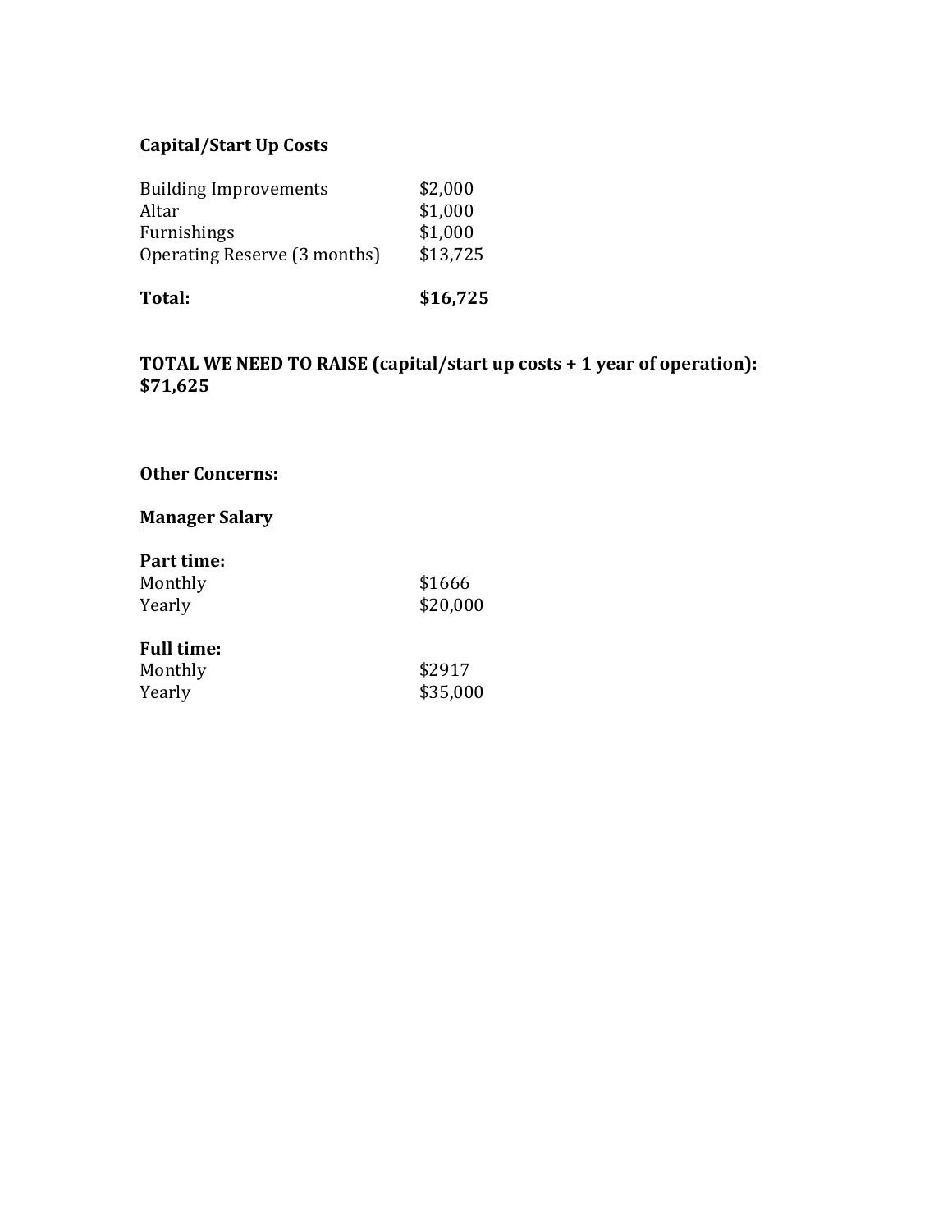**<u>Capital/Start Up Costs</u>**

| | |
|---|---|
| Building Improvements | $2,000 |
| Altar | $1,000 |
| Furnishings | $1,000 |
| Operating Reserve (3 months) | $13,725 |
| **Total:** | **$16,725** |

**TOTAL WE NEED TO RAISE (capital/start up costs + 1 year of operation): $71,625**

**Other Concerns:**

**<u>Manager Salary</u>**

**Part time:**

| | |
|---|---|
| Monthly | $1666 |
| Yearly | $20,000 |

**Full time:**

| | |
|---|---|
| Monthly | $2917 |
| Yearly | $35,000 |